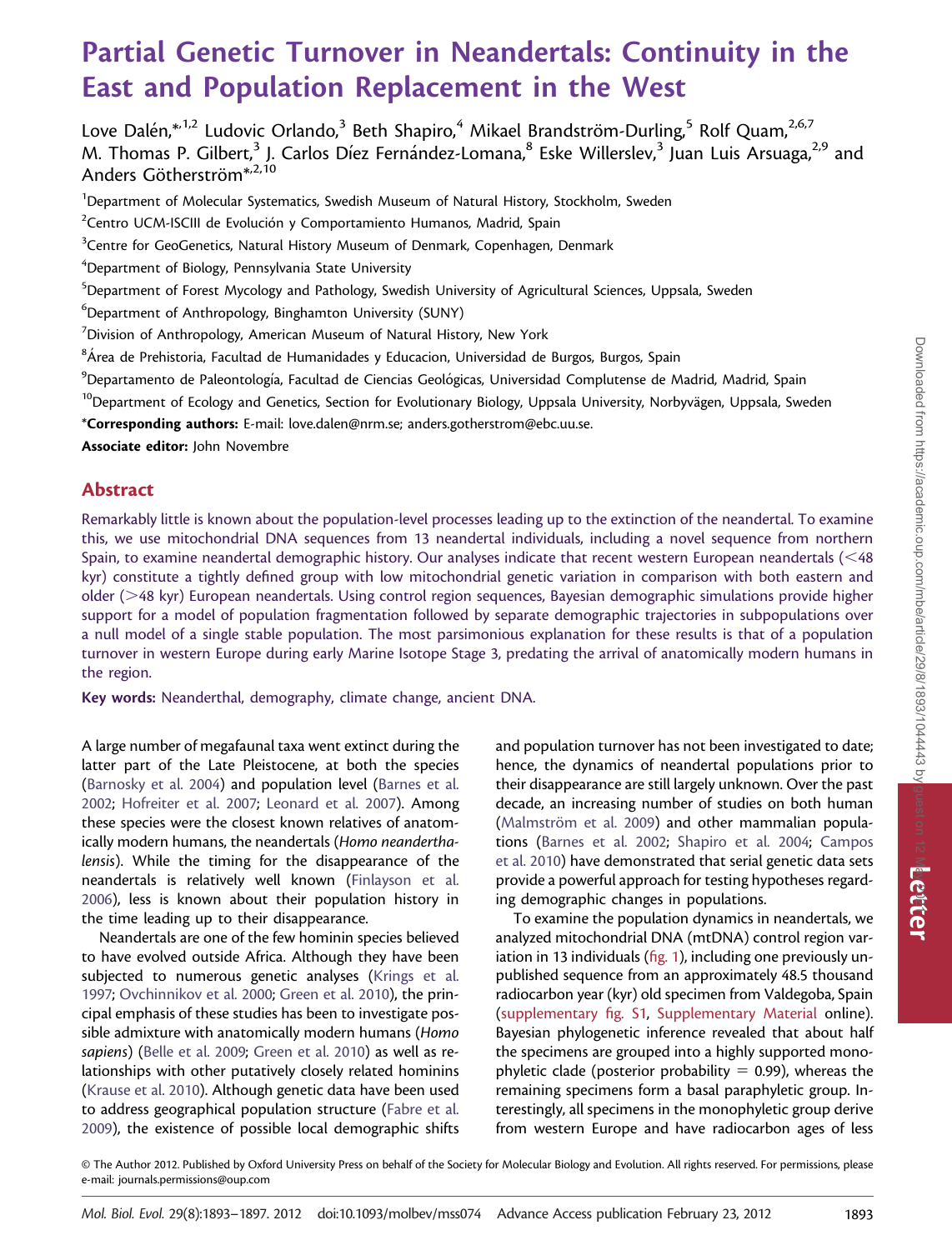# Partial Genetic Turnover in Neandertals: Continuity in the East and Population Replacement in the West

Love Dalén,*[1,2] Ludovic Orlando,[3] Beth Shapiro,[4] Mikael Brandström-Durling,[5] Rolf Quam,[2,6,7] M. Thomas P. Gilbert,[3] J. Carlos Díez Fernández-Lomana,[8] Eske Willerslev,[3] Juan Luis Arsuaga,[2,9] and Anders Götherström*[2,10]

[1]Department of Molecular Systematics, Swedish Museum of Natural History, Stockholm, Sweden

[2]Centro UCM-ISCIII de Evolución y Comportamiento Humanos, Madrid, Spain

[3]Centre for GeoGenetics, Natural History Museum of Denmark, Copenhagen, Denmark

[4]Department of Biology, Pennsylvania State University

[5]Department of Forest Mycology and Pathology, Swedish University of Agricultural Sciences, Uppsala, Sweden

[6]Department of Anthropology, Binghamton University (SUNY)

[7]Division of Anthropology, American Museum of Natural History, New York

[8]Área de Prehistoria, Facultad de Humanidades y Educacion, Universidad de Burgos, Burgos, Spain

[9]Departamento de Paleontología, Facultad de Ciencias Geológicas, Universidad Complutense de Madrid, Madrid, Spain

[10]Department of Ecology and Genetics, Section for Evolutionary Biology, Uppsala University, Norbyvägen, Uppsala, Sweden

***Corresponding authors:** E-mail: love.dalen@nrm.se; anders.gotherstrom@ebc.uu.se.

**Associate editor:** John Novembre

## Abstract

Remarkably little is known about the population-level processes leading up to the extinction of the neandertal. To examine this, we use mitochondrial DNA sequences from 13 neandertal individuals, including a novel sequence from northern Spain, to examine neandertal demographic history. Our analyses indicate that recent western European neandertals (<48 kyr) constitute a tightly defined group with low mitochondrial genetic variation in comparison with both eastern and older (>48 kyr) European neandertals. Using control region sequences, Bayesian demographic simulations provide higher support for a model of population fragmentation followed by separate demographic trajectories in subpopulations over a null model of a single stable population. The most parsimonious explanation for these results is that of a population turnover in western Europe during early Marine Isotope Stage 3, predating the arrival of anatomically modern humans in the region.

**Key words:** Neanderthal, demography, climate change, ancient DNA.

A large number of megafaunal taxa went extinct during the latter part of the Late Pleistocene, at both the species (Barnosky et al. 2004) and population level (Barnes et al. 2002; Hofreiter et al. 2007; Leonard et al. 2007). Among these species were the closest known relatives of anatomically modern humans, the neandertals (*Homo neanderthalensis*). While the timing for the disappearance of the neandertals is relatively well known (Finlayson et al. 2006), less is known about their population history in the time leading up to their disappearance.

Neandertals are one of the few hominin species believed to have evolved outside Africa. Although they have been subjected to numerous genetic analyses (Krings et al. 1997; Ovchinnikov et al. 2000; Green et al. 2010), the principal emphasis of these studies has been to investigate possible admixture with anatomically modern humans (*Homo sapiens*) (Belle et al. 2009; Green et al. 2010) as well as relationships with other putatively closely related hominins (Krause et al. 2010). Although genetic data have been used to address geographical population structure (Fabre et al. 2009), the existence of possible local demographic shifts and population turnover has not been investigated to date; hence, the dynamics of neandertal populations prior to their disappearance are still largely unknown. Over the past decade, an increasing number of studies on both human (Malmström et al. 2009) and other mammalian populations (Barnes et al. 2002; Shapiro et al. 2004; Campos et al. 2010) have demonstrated that serial genetic data sets provide a powerful approach for testing hypotheses regarding demographic changes in populations.

To examine the population dynamics in neandertals, we analyzed mitochondrial DNA (mtDNA) control region variation in 13 individuals (fig. 1), including one previously unpublished sequence from an approximately 48.5 thousand radiocarbon year (kyr) old specimen from Valdegoba, Spain (supplementary fig. S1, Supplementary Material online). Bayesian phylogenetic inference revealed that about half the specimens are grouped into a highly supported monophyletic clade (posterior probability = 0.99), whereas the remaining specimens form a basal paraphyletic group. Interestingly, all specimens in the monophyletic group derive from western Europe and have radiocarbon ages of less

© The Author 2012. Published by Oxford University Press on behalf of the Society for Molecular Biology and Evolution. All rights reserved. For permissions, please e-mail: journals.permissions@oup.com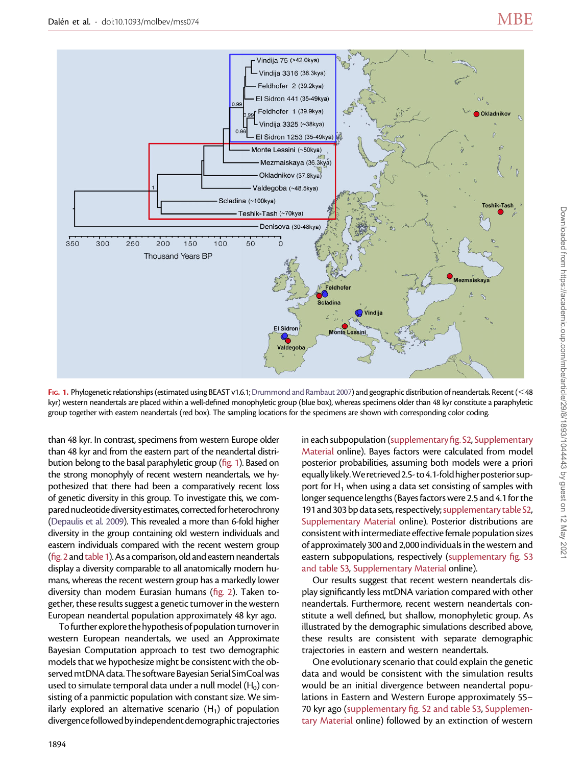FIG. 1. Phylogenetic relationships (estimated using BEAST v1.6.1; Drummond and Rambaut 2007) and geographic distribution of neandertals. Recent (<48 kyr) western neandertals are placed within a well-defined monophyletic group (blue box), whereas specimens older than 48 kyr constitute a paraphyletic group together with eastern neandertals (red box). The sampling locations for the specimens are shown with corresponding color coding.

than 48 kyr. In contrast, specimens from western Europe older than 48 kyr and from the eastern part of the neandertal distribution belong to the basal paraphyletic group (fig. 1). Based on the strong monophyly of recent western neandertals, we hypothesized that there had been a comparatively recent loss of genetic diversity in this group. To investigate this, we compared nucleotide diversity estimates, corrected for heterochrony (Depaulis et al. 2009). This revealed a more than 6-fold higher diversity in the group containing old western individuals and eastern individuals compared with the recent western group (fig. 2 and table 1). As a comparison, old and eastern neandertals display a diversity comparable to all anatomically modern humans, whereas the recent western group has a markedly lower diversity than modern Eurasian humans (fig. 2). Taken together, these results suggest a genetic turnover in the western European neandertal population approximately 48 kyr ago.

To further explore the hypothesis of population turnover in western European neandertals, we used an Approximate Bayesian Computation approach to test two demographic models that we hypothesize might be consistent with the observed mtDNA data. The software Bayesian Serial SimCoal was used to simulate temporal data under a null model ($H_0$) consisting of a panmictic population with constant size. We similarly explored an alternative scenario ($H_1$) of population divergence followed by independent demographic trajectories in each subpopulation (supplementary fig. S2, Supplementary Material online). Bayes factors were calculated from model posterior probabilities, assuming both models were a priori equally likely. We retrieved 2.5- to 4.1-fold higher posterior support for $H_1$ when using a data set consisting of samples with longer sequence lengths (Bayes factors were 2.5 and 4.1 for the 191 and 303 bp data sets, respectively; supplementary table S2, Supplementary Material online). Posterior distributions are consistent with intermediate effective female population sizes of approximately 300 and 2,000 individuals in the western and eastern subpopulations, respectively (supplementary fig. S3 and table S3, Supplementary Material online).

Our results suggest that recent western neandertals display significantly less mtDNA variation compared with other neandertals. Furthermore, recent western neandertals constitute a well defined, but shallow, monophyletic group. As illustrated by the demographic simulations described above, these results are consistent with separate demographic trajectories in eastern and western neandertals.

One evolutionary scenario that could explain the genetic data and would be consistent with the simulation results would be an initial divergence between neandertal populations in Eastern and Western Europe approximately 55–70 kyr ago (supplementary fig. S2 and table S3, Supplementary Material online) followed by an extinction of western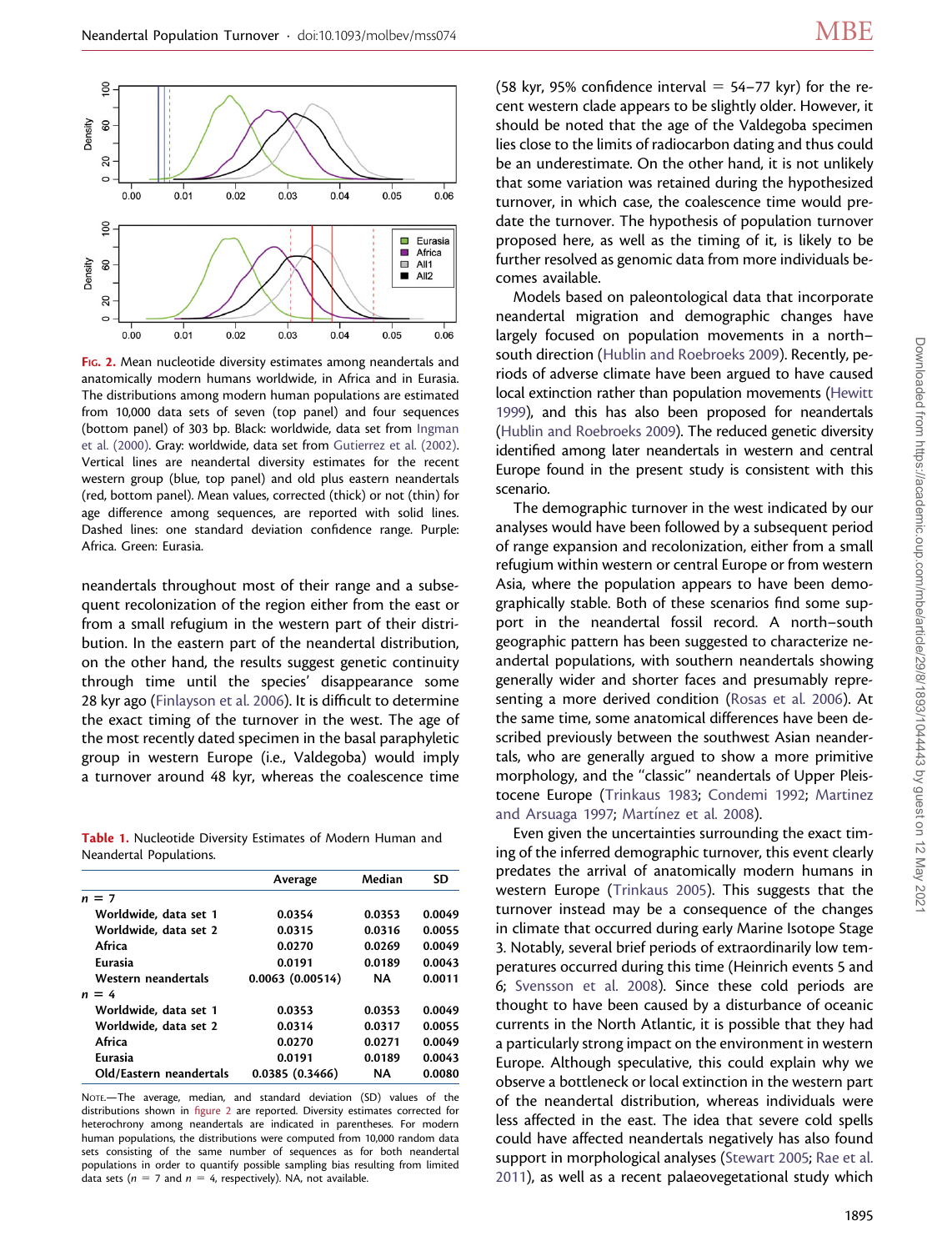FIG. 2. Mean nucleotide diversity estimates among neandertals and anatomically modern humans worldwide, in Africa and in Eurasia. The distributions among modern human populations are estimated from 10,000 data sets of seven (top panel) and four sequences (bottom panel) of 303 bp. Black: worldwide, data set from Ingman et al. (2000). Gray: worldwide, data set from Gutierrez et al. (2002). Vertical lines are neandertal diversity estimates for the recent western group (blue, top panel) and old plus eastern neandertals (red, bottom panel). Mean values, corrected (thick) or not (thin) for age difference among sequences, are reported with solid lines. Dashed lines: one standard deviation confidence range. Purple: Africa. Green: Eurasia.

neandertals throughout most of their range and a subsequent recolonization of the region either from the east or from a small refugium in the western part of their distribution. In the eastern part of the neandertal distribution, on the other hand, the results suggest genetic continuity through time until the species' disappearance some 28 kyr ago (Finlayson et al. 2006). It is difficult to determine the exact timing of the turnover in the west. The age of the most recently dated specimen in the basal paraphyletic group in western Europe (i.e., Valdegoba) would imply a turnover around 48 kyr, whereas the coalescence time

**Table 1.** Nucleotide Diversity Estimates of Modern Human and Neandertal Populations.

| | Average | Median | SD |
|---|---|---|---|
| *n* = 7 | | | |
| Worldwide, data set 1 | 0.0354 | 0.0353 | 0.0049 |
| Worldwide, data set 2 | 0.0315 | 0.0316 | 0.0055 |
| Africa | 0.0270 | 0.0269 | 0.0049 |
| Eurasia | 0.0191 | 0.0189 | 0.0043 |
| Western neandertals | 0.0063 (0.00514) | NA | 0.0011 |
| *n* = 4 | | | |
| Worldwide, data set 1 | 0.0353 | 0.0353 | 0.0049 |
| Worldwide, data set 2 | 0.0314 | 0.0317 | 0.0055 |
| Africa | 0.0270 | 0.0271 | 0.0049 |
| Eurasia | 0.0191 | 0.0189 | 0.0043 |
| Old/Eastern neandertals | 0.0385 (0.3466) | NA | 0.0080 |

NOTE.—The average, median, and standard deviation (SD) values of the distributions shown in figure 2 are reported. Diversity estimates corrected for heterochrony among neandertals are indicated in parentheses. For modern human populations, the distributions were computed from 10,000 random data sets consisting of the same number of sequences as for both neandertal populations in order to quantify possible sampling bias resulting from limited data sets (*n* = 7 and *n* = 4, respectively). NA, not available.

(58 kyr, 95% confidence interval = 54–77 kyr) for the recent western clade appears to be slightly older. However, it should be noted that the age of the Valdegoba specimen lies close to the limits of radiocarbon dating and thus could be an underestimate. On the other hand, it is not unlikely that some variation was retained during the hypothesized turnover, in which case, the coalescence time would predate the turnover. The hypothesis of population turnover proposed here, as well as the timing of it, is likely to be further resolved as genomic data from more individuals becomes available.

Models based on paleontological data that incorporate neandertal migration and demographic changes have largely focused on population movements in a north–south direction (Hublin and Roebroeks 2009). Recently, periods of adverse climate have been argued to have caused local extinction rather than population movements (Hewitt 1999), and this has also been proposed for neandertals (Hublin and Roebroeks 2009). The reduced genetic diversity identified among later neandertals in western and central Europe found in the present study is consistent with this scenario.

The demographic turnover in the west indicated by our analyses would have been followed by a subsequent period of range expansion and recolonization, either from a small refugium within western or central Europe or from western Asia, where the population appears to have been demographically stable. Both of these scenarios find some support in the neandertal fossil record. A north–south geographic pattern has been suggested to characterize neandertal populations, with southern neandertals showing generally wider and shorter faces and presumably representing a more derived condition (Rosas et al. 2006). At the same time, some anatomical differences have been described previously between the southwest Asian neandertals, who are generally argued to show a more primitive morphology, and the "classic" neandertals of Upper Pleistocene Europe (Trinkaus 1983; Condemi 1992; Martinez and Arsuaga 1997; Martínez et al. 2008).

Even given the uncertainties surrounding the exact timing of the inferred demographic turnover, this event clearly predates the arrival of anatomically modern humans in western Europe (Trinkaus 2005). This suggests that the turnover instead may be a consequence of the changes in climate that occurred during early Marine Isotope Stage 3. Notably, several brief periods of extraordinarily low temperatures occurred during this time (Heinrich events 5 and 6; Svensson et al. 2008). Since these cold periods are thought to have been caused by a disturbance of oceanic currents in the North Atlantic, it is possible that they had a particularly strong impact on the environment in western Europe. Although speculative, this could explain why we observe a bottleneck or local extinction in the western part of the neandertal distribution, whereas individuals were less affected in the east. The idea that severe cold spells could have affected neandertals negatively has also found support in morphological analyses (Stewart 2005; Rae et al. 2011), as well as a recent palaeovegetational study which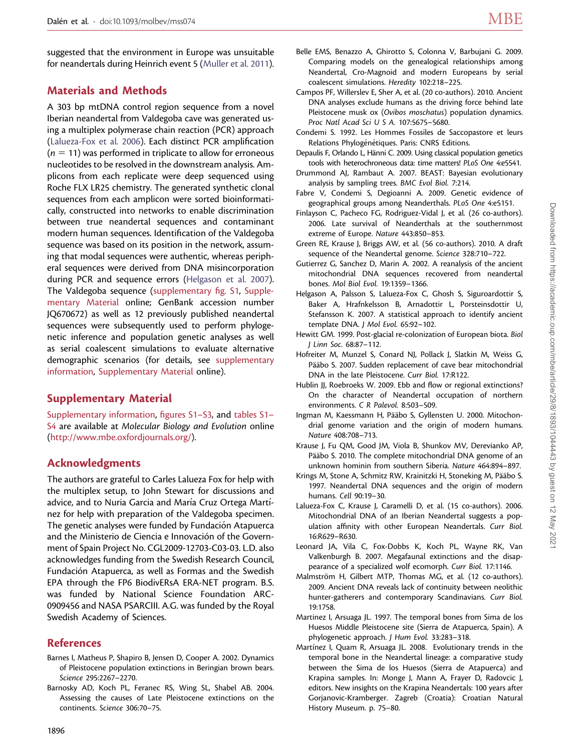suggested that the environment in Europe was unsuitable for neandertals during Heinrich event 5 (Muller et al. 2011).

## Materials and Methods

A 303 bp mtDNA control region sequence from a novel Iberian neandertal from Valdegoba cave was generated using a multiplex polymerase chain reaction (PCR) approach (Lalueza-Fox et al. 2006). Each distinct PCR amplification ($n = 11$) was performed in triplicate to allow for erroneous nucleotides to be resolved in the downstream analysis. Amplicons from each replicate were deep sequenced using Roche FLX LR25 chemistry. The generated synthetic clonal sequences from each amplicon were sorted bioinformatically, constructed into networks to enable discrimination between true neandertal sequences and contaminant modern human sequences. Identification of the Valdegoba sequence was based on its position in the network, assuming that modal sequences were authentic, whereas peripheral sequences were derived from DNA misincorporation during PCR and sequence errors (Helgason et al. 2007). The Valdegoba sequence (supplementary fig. S1, Supplementary Material online; GenBank accession number JQ670672) as well as 12 previously published neandertal sequences were subsequently used to perform phylogenetic inference and population genetic analyses as well as serial coalescent simulations to evaluate alternative demographic scenarios (for details, see supplementary information, Supplementary Material online).

## Supplementary Material

Supplementary information, figures S1–S3, and tables S1–S4 are available at *Molecular Biology and Evolution* online (http://www.mbe.oxfordjournals.org/).

## Acknowledgments

The authors are grateful to Carles Lalueza Fox for help with the multiplex setup, to John Stewart for discussions and advice, and to Nuria Garcia and María Cruz Ortega Martínez for help with preparation of the Valdegoba specimen. The genetic analyses were funded by Fundación Atapuerca and the Ministerio de Ciencia e Innovación of the Government of Spain Project No. CGL2009-12703-C03-03. L.D. also acknowledges funding from the Swedish Research Council, Fundación Atapuerca, as well as Formas and the Swedish EPA through the FP6 BiodivERsA ERA-NET program. B.S. was funded by National Science Foundation ARC-0909456 and NASA PSARCIII. A.G. was funded by the Royal Swedish Academy of Sciences.

## References

Barnes I, Matheus P, Shapiro B, Jensen D, Cooper A. 2002. Dynamics of Pleistocene population extinctions in Beringian brown bears. *Science* 295:2267–2270.

Barnosky AD, Koch PL, Feranec RS, Wing SL, Shabel AB. 2004. Assessing the causes of Late Pleistocene extinctions on the continents. *Science* 306:70–75.

Belle EMS, Benazzo A, Ghirotto S, Colonna V, Barbujani G. 2009. Comparing models on the genealogical relationships among Neandertal, Cro-Magnoid and modern Europeans by serial coalescent simulations. *Heredity* 102:218–225.

Campos PF, Willerslev E, Sher A, et al. (20 co-authors). 2010. Ancient DNA analyses exclude humans as the driving force behind late Pleistocene musk ox (*Ovibos moschatus*) population dynamics. *Proc Natl Acad Sci U S A.* 107:5675–5680.

Condemi S. 1992. Les Hommes Fossiles de Saccopastore et leurs Relations Phylogénétiques. Paris: CNRS Editions.

Depaulis F, Orlando L, Hänni C. 2009. Using classical population genetics tools with heterochroneous data: time matters! *PLoS One* 4:e5541.

Drummond AJ, Rambaut A. 2007. BEAST: Bayesian evolutionary analysis by sampling trees. *BMC Evol Biol.* 7:214.

Fabre V, Condemi S, Degioanni A. 2009. Genetic evidence of geographical groups among Neanderthals. *PLoS One* 4:e5151.

Finlayson C, Pacheco FG, Rodriguez-Vidal J, et al. (26 co-authors). 2006. Late survival of Neanderthals at the southernmost extreme of Europe. *Nature* 443:850–853.

Green RE, Krause J, Briggs AW, et al. (56 co-authors). 2010. A draft sequence of the Neandertal genome. *Science* 328:710–722.

Gutierrez G, Sanchez D, Marin A. 2002. A reanalysis of the ancient mitochondrial DNA sequences recovered from neandertal bones. *Mol Biol Evol.* 19:1359–1366.

Helgason A, Palsson S, Lalueza-Fox C, Ghosh S, Siguroardottir S, Baker A, Hrafnkelsson B, Arnadottir L, Porsteinsdottir U, Stefansson K. 2007. A statistical approach to identify ancient template DNA. *J Mol Evol.* 65:92–102.

Hewitt GM. 1999. Post-glacial re-colonization of European biota. *Biol J Linn Soc.* 68:87–112.

Hofreiter M, Munzel S, Conard NJ, Pollack J, Slatkin M, Weiss G, Pääbo S. 2007. Sudden replacement of cave bear mitochondrial DNA in the late Pleistocene. *Curr Biol.* 17:R122.

Hublin JJ, Roebroeks W. 2009. Ebb and flow or regional extinctions? On the character of Neandertal occupation of northern environments. *C R Palevol.* 8:503–509.

Ingman M, Kaessmann H, Pääbo S, Gyllensten U. 2000. Mitochondrial genome variation and the origin of modern humans. *Nature* 408:708–713.

Krause J, Fu QM, Good JM, Viola B, Shunkov MV, Derevianko AP, Pääbo S. 2010. The complete mitochondrial DNA genome of an unknown hominin from southern Siberia. *Nature* 464:894–897.

Krings M, Stone A, Schmitz RW, Krainitzki H, Stoneking M, Pääbo S. 1997. Neandertal DNA sequences and the origin of modern humans. *Cell* 90:19–30.

Lalueza-Fox C, Krause J, Caramelli D, et al. (15 co-authors). 2006. Mitochondrial DNA of an Iberian Neandertal suggests a population affinity with other European Neandertals. *Curr Biol.* 16:R629–R630.

Leonard JA, Vila C, Fox-Dobbs K, Koch PL, Wayne RK, Van Valkenburgh B. 2007. Megafaunal extinctions and the disappearance of a specialized wolf ecomorph. *Curr Biol.* 17:1146.

Malmström H, Gilbert MTP, Thomas MG, et al. (12 co-authors). 2009. Ancient DNA reveals lack of continuity between neolithic hunter-gatherers and contemporary Scandinavians. *Curr Biol.* 19:1758.

Martinez I, Arsuaga JL. 1997. The temporal bones from Sima de los Huesos Middle Pleistocene site (Sierra de Atapuerca, Spain). A phylogenetic approach. *J Hum Evol.* 33:283–318.

Martínez I, Quam R, Arsuaga JL. 2008. Evolutionary trends in the temporal bone in the Neandertal lineage: a comparative study between the Sima de los Huesos (Sierra de Atapuerca) and Krapina samples. In: Monge J, Mann A, Frayer D, Radovcic J, editors. New insights on the Krapina Neandertals: 100 years after Gorjanovic-Kramberger. Zagreb (Croatia): Croatian Natural History Museum. p. 75–80.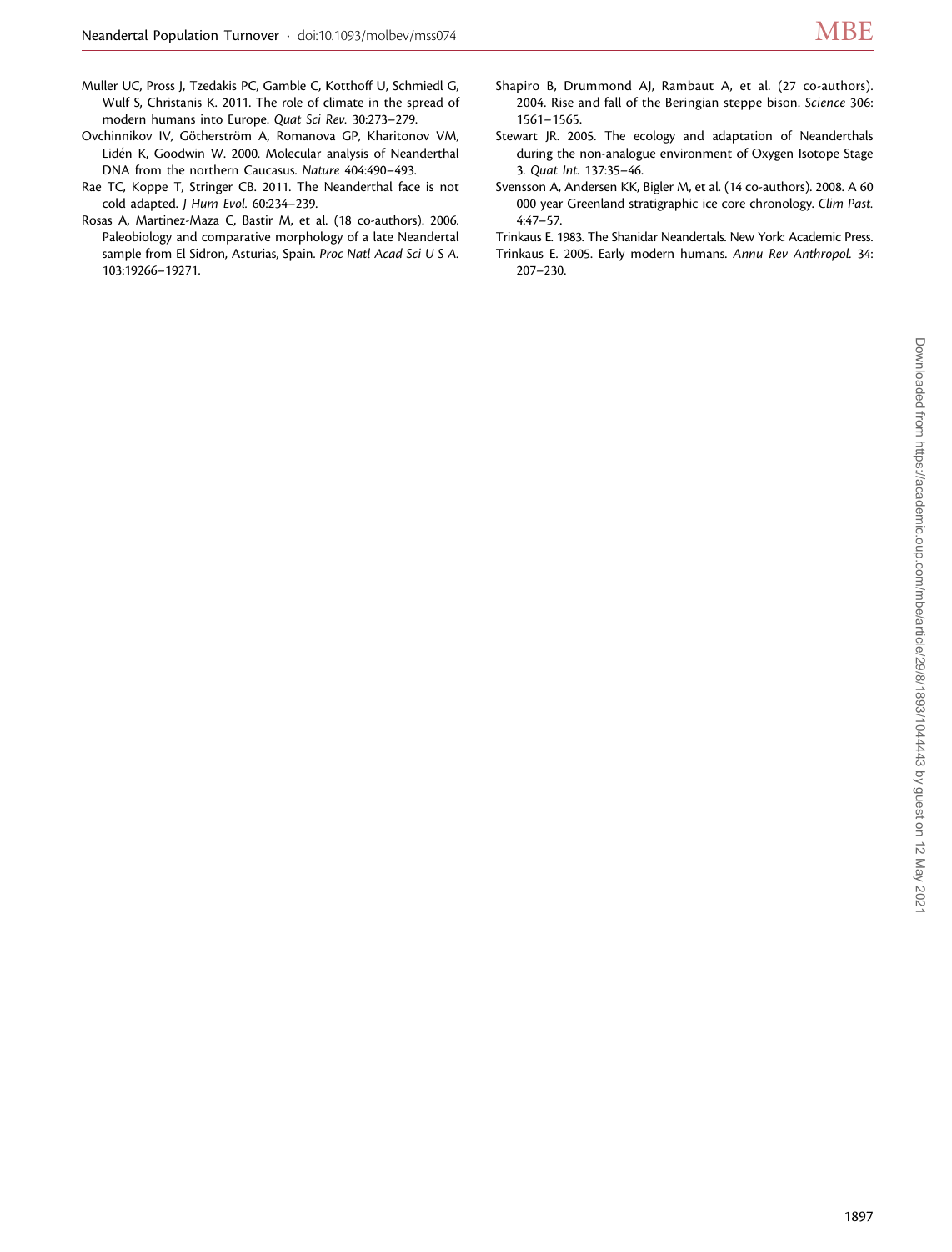Muller UC, Pross J, Tzedakis PC, Gamble C, Kotthoff U, Schmiedl G, Wulf S, Christanis K. 2011. The role of climate in the spread of modern humans into Europe. *Quat Sci Rev.* 30:273–279.

Ovchinnikov IV, Götherström A, Romanova GP, Kharitonov VM, Lidén K, Goodwin W. 2000. Molecular analysis of Neanderthal DNA from the northern Caucasus. *Nature* 404:490–493.

Rae TC, Koppe T, Stringer CB. 2011. The Neanderthal face is not cold adapted. *J Hum Evol.* 60:234–239.

Rosas A, Martinez-Maza C, Bastir M, et al. (18 co-authors). 2006. Paleobiology and comparative morphology of a late Neandertal sample from El Sidron, Asturias, Spain. *Proc Natl Acad Sci U S A.* 103:19266–19271.

Shapiro B, Drummond AJ, Rambaut A, et al. (27 co-authors). 2004. Rise and fall of the Beringian steppe bison. *Science* 306: 1561–1565.

Stewart JR. 2005. The ecology and adaptation of Neanderthals during the non-analogue environment of Oxygen Isotope Stage 3. *Quat Int.* 137:35–46.

Svensson A, Andersen KK, Bigler M, et al. (14 co-authors). 2008. A 60 000 year Greenland stratigraphic ice core chronology. *Clim Past.* 4:47–57.

Trinkaus E. 1983. The Shanidar Neandertals. New York: Academic Press.

Trinkaus E. 2005. Early modern humans. *Annu Rev Anthropol.* 34: 207–230.